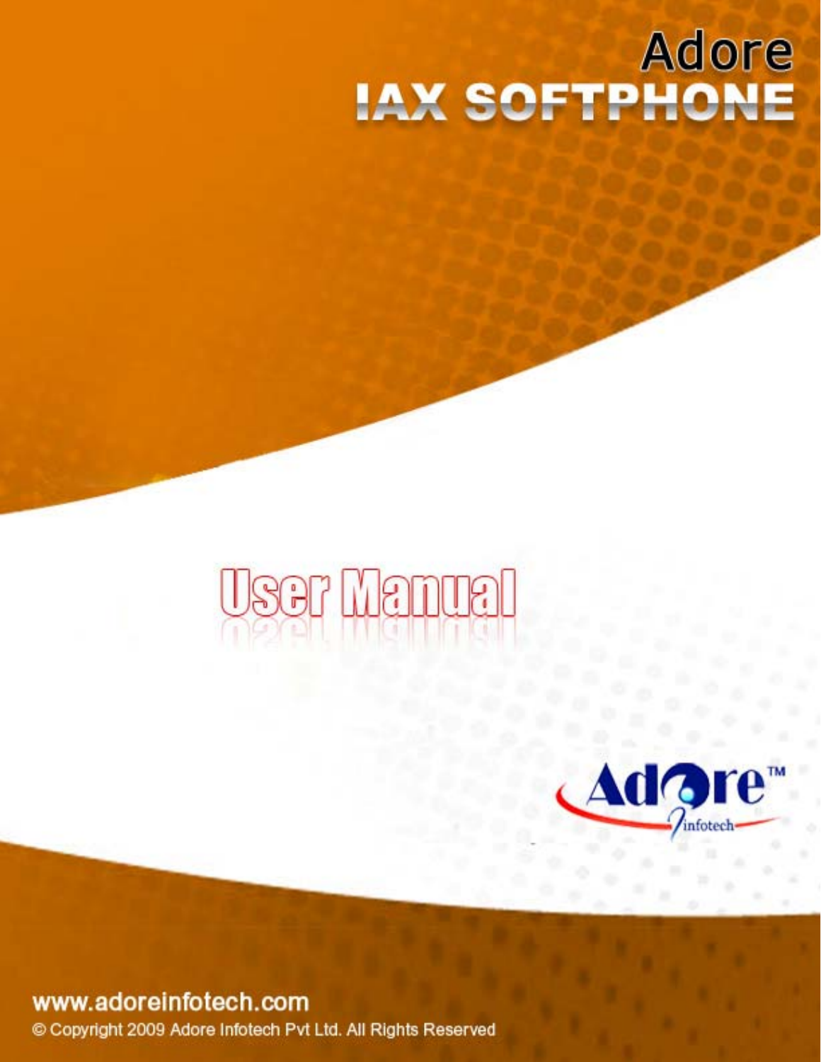# Adore IAX SOFTPHONE

## User Manual

Adore™ infotech

www.adoreinfotech.com

© Copyright 2009 Adore Infotech Pvt Ltd. All Rights Reserved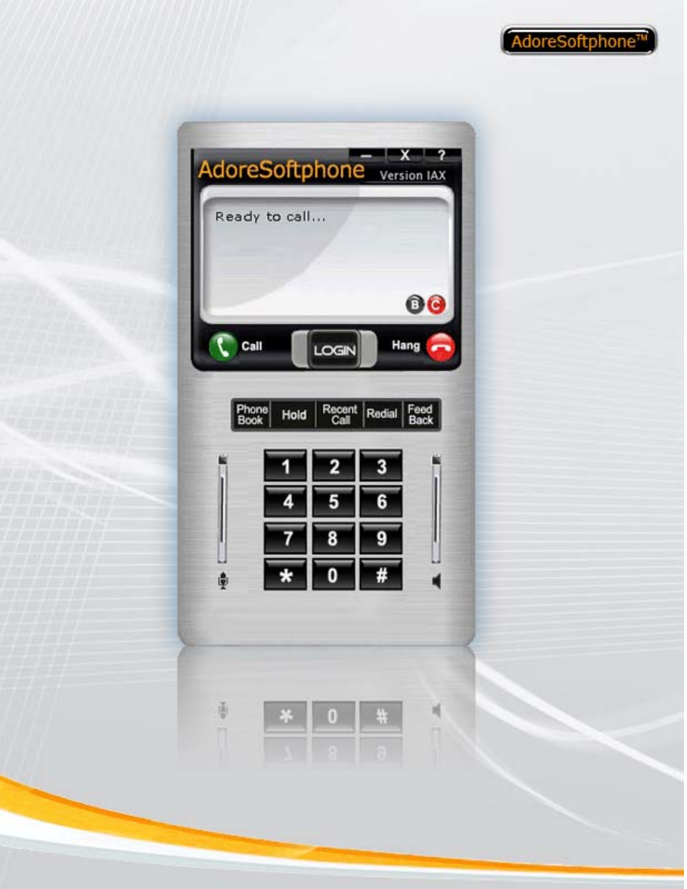AdoreSoftphone™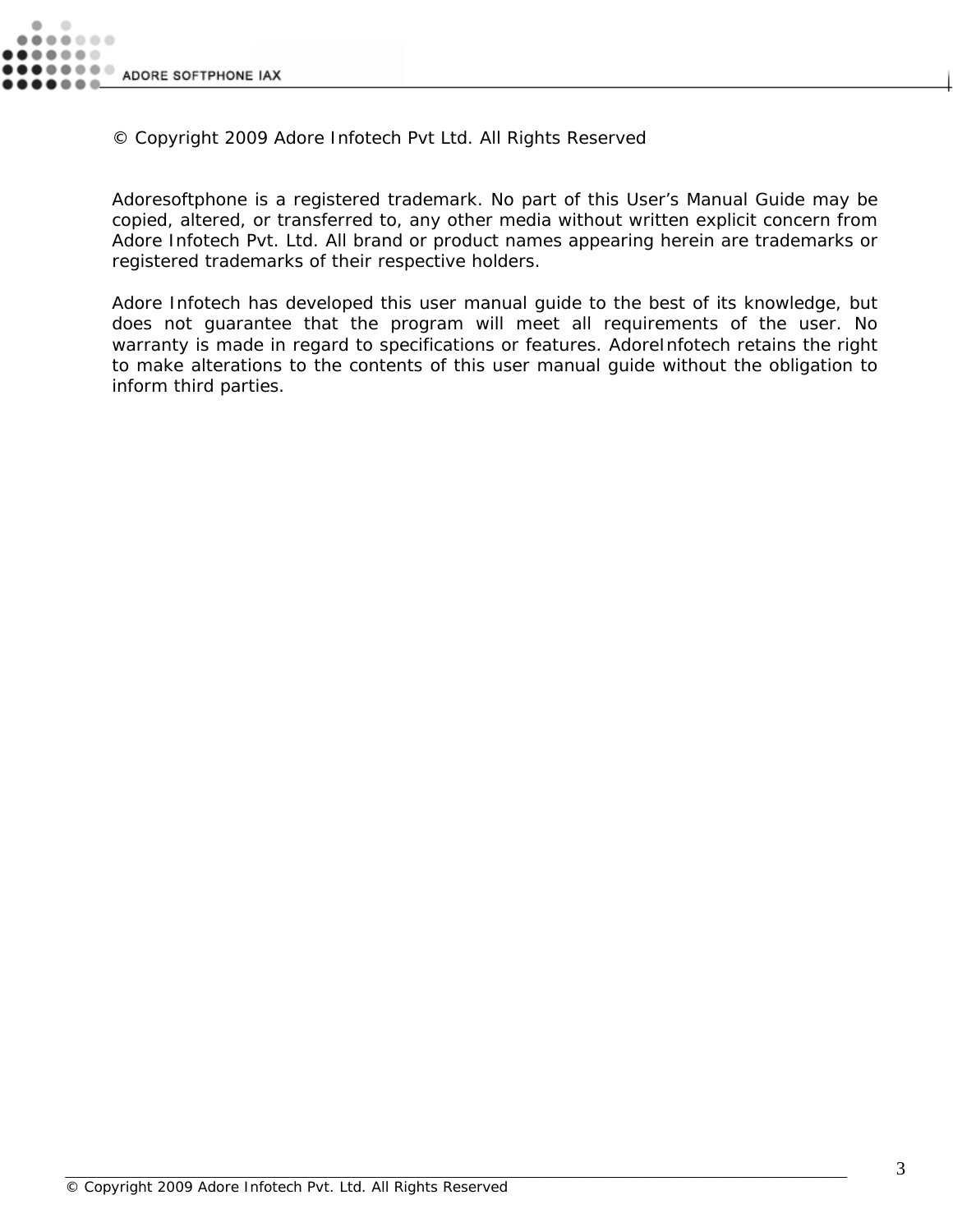© Copyright 2009 Adore Infotech Pvt Ltd. All Rights Reserved

Adoresoftphone is a registered trademark. No part of this User's Manual Guide may be copied, altered, or transferred to, any other media without written explicit concern from Adore Infotech Pvt. Ltd. All brand or product names appearing herein are trademarks or registered trademarks of their respective holders.

Adore Infotech has developed this user manual guide to the best of its knowledge, but does not guarantee that the program will meet all requirements of the user. No warranty is made in regard to specifications or features. AdoreInfotech retains the right to make alterations to the contents of this user manual guide without the obligation to inform third parties.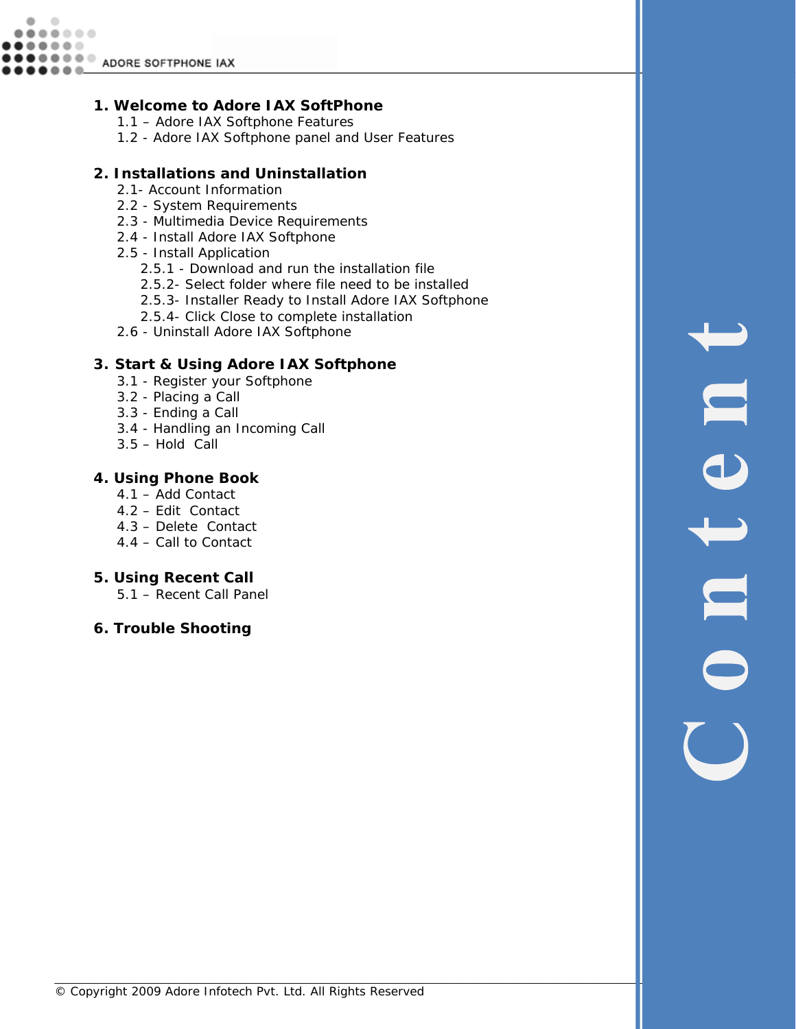# Content

## 1. Welcome to Adore IAX SoftPhone

- 1.1 – Adore IAX Softphone Features
- 1.2 - Adore IAX Softphone panel and User Features

## 2. Installations and Uninstallation

- 2.1- Account Information
- 2.2 - System Requirements
- 2.3 - Multimedia Device Requirements
- 2.4 - Install Adore IAX Softphone
- 2.5 - Install Application
  - 2.5.1 - Download and run the installation file
  - 2.5.2- Select folder where file need to be installed
  - 2.5.3- Installer Ready to Install Adore IAX Softphone
  - 2.5.4- Click Close to complete installation
- 2.6 - Uninstall Adore IAX Softphone

## 3. Start & Using Adore IAX Softphone

- 3.1 - Register your Softphone
- 3.2 - Placing a Call
- 3.3 - Ending a Call
- 3.4 - Handling an Incoming Call
- 3.5 – Hold Call

## 4. Using Phone Book

- 4.1 – Add Contact
- 4.2 – Edit Contact
- 4.3 – Delete Contact
- 4.4 – Call to Contact

## 5. Using Recent Call

- 5.1 – Recent Call Panel

## 6. Trouble Shooting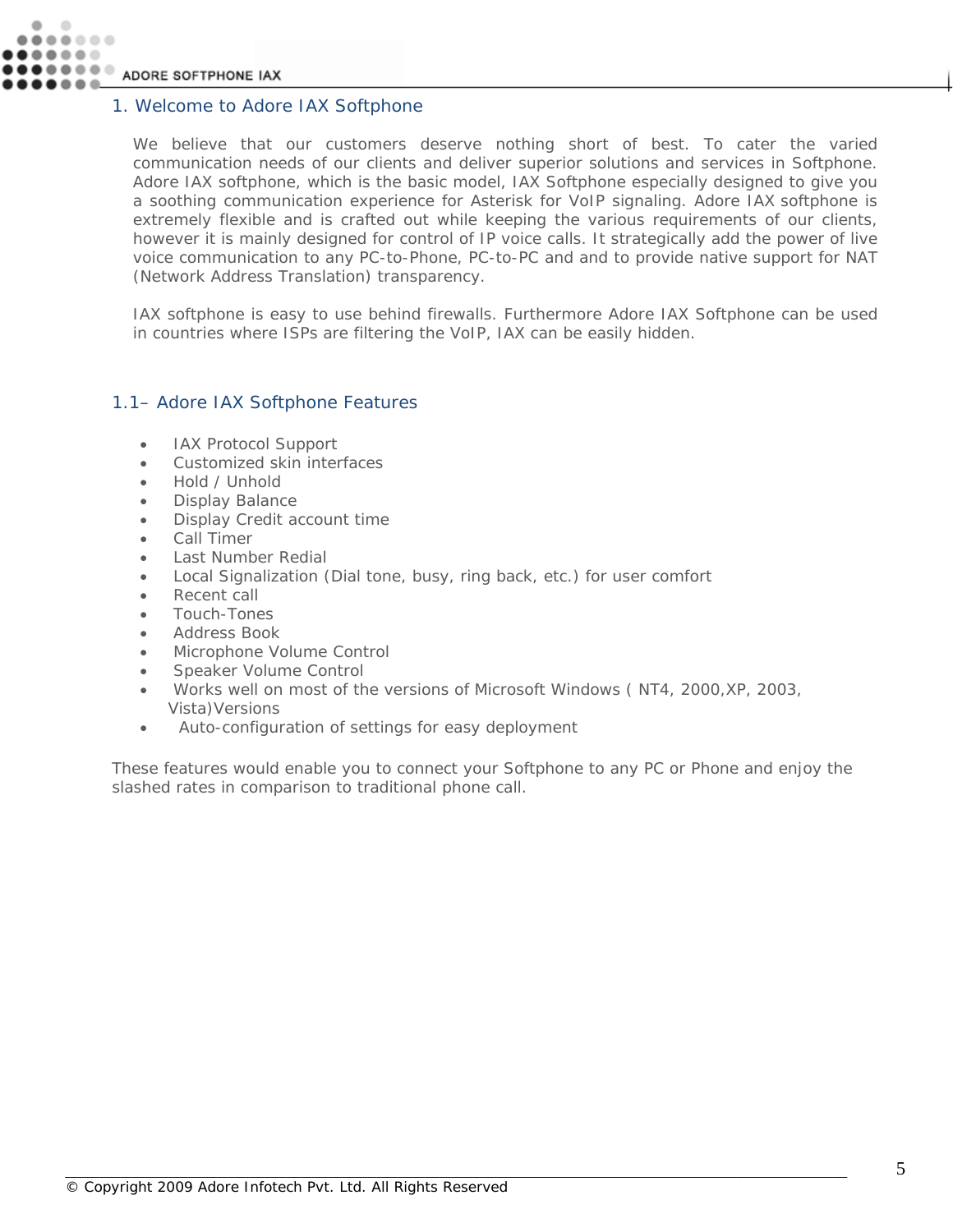## 1. Welcome to Adore IAX Softphone

We believe that our customers deserve nothing short of best. To cater the varied communication needs of our clients and deliver superior solutions and services in Softphone. Adore IAX softphone, which is the basic model, IAX Softphone especially designed to give you a soothing communication experience for Asterisk for VoIP signaling. Adore IAX softphone is extremely flexible and is crafted out while keeping the various requirements of our clients, however it is mainly designed for control of IP voice calls. It strategically add the power of live voice communication to any PC-to-Phone, PC-to-PC and and to provide native support for NAT (Network Address Translation) transparency.

IAX softphone is easy to use behind firewalls. Furthermore Adore IAX Softphone can be used in countries where ISPs are filtering the VoIP, IAX can be easily hidden.

### 1.1– Adore IAX Softphone Features

- IAX Protocol Support
- Customized skin interfaces
- Hold / Unhold
- Display Balance
- Display Credit account time
- Call Timer
- Last Number Redial
- Local Signalization (Dial tone, busy, ring back, etc.) for user comfort
- Recent call
- Touch-Tones
- Address Book
- Microphone Volume Control
- Speaker Volume Control
- Works well on most of the versions of Microsoft Windows ( NT4, 2000,XP, 2003, Vista)Versions
- Auto-configuration of settings for easy deployment

These features would enable you to connect your Softphone to any PC or Phone and enjoy the slashed rates in comparison to traditional phone call.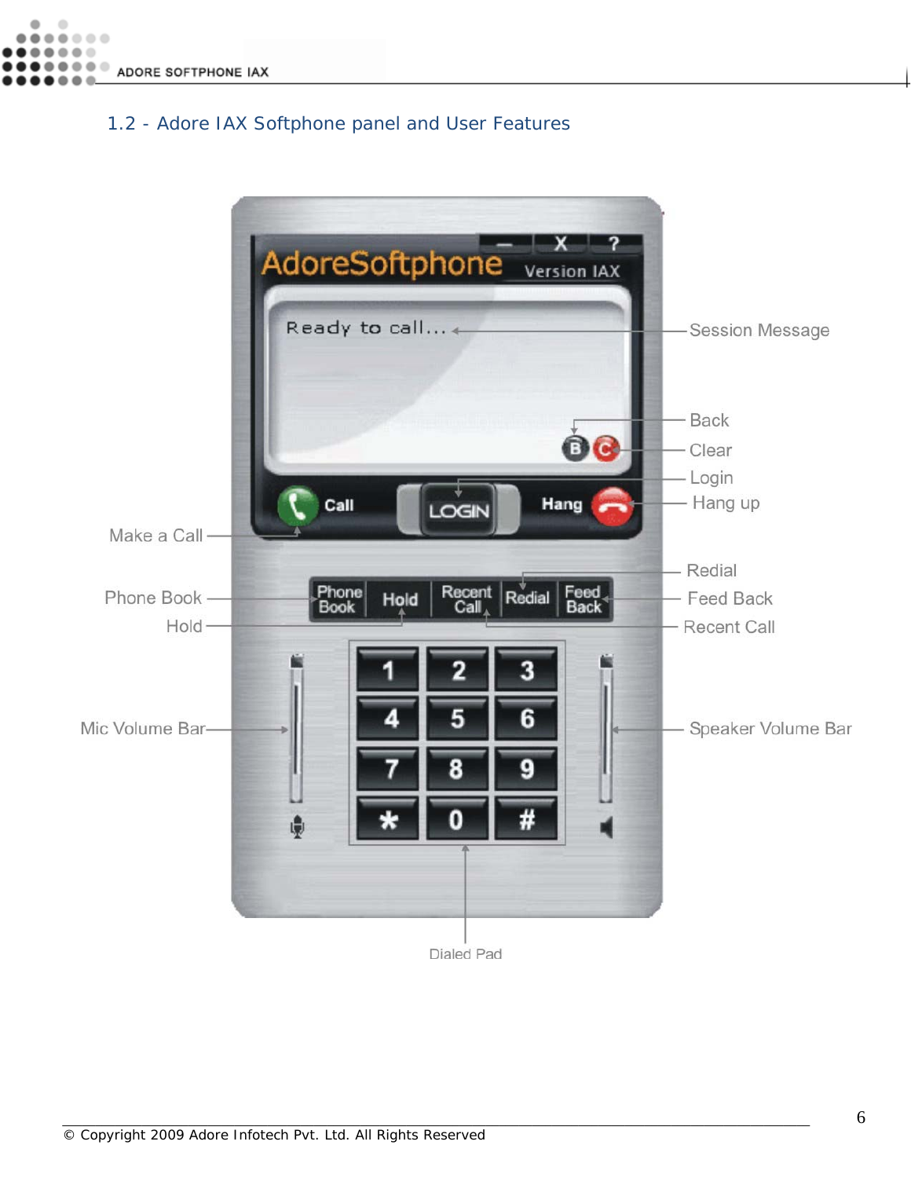## 1.2 - Adore IAX Softphone panel and User Features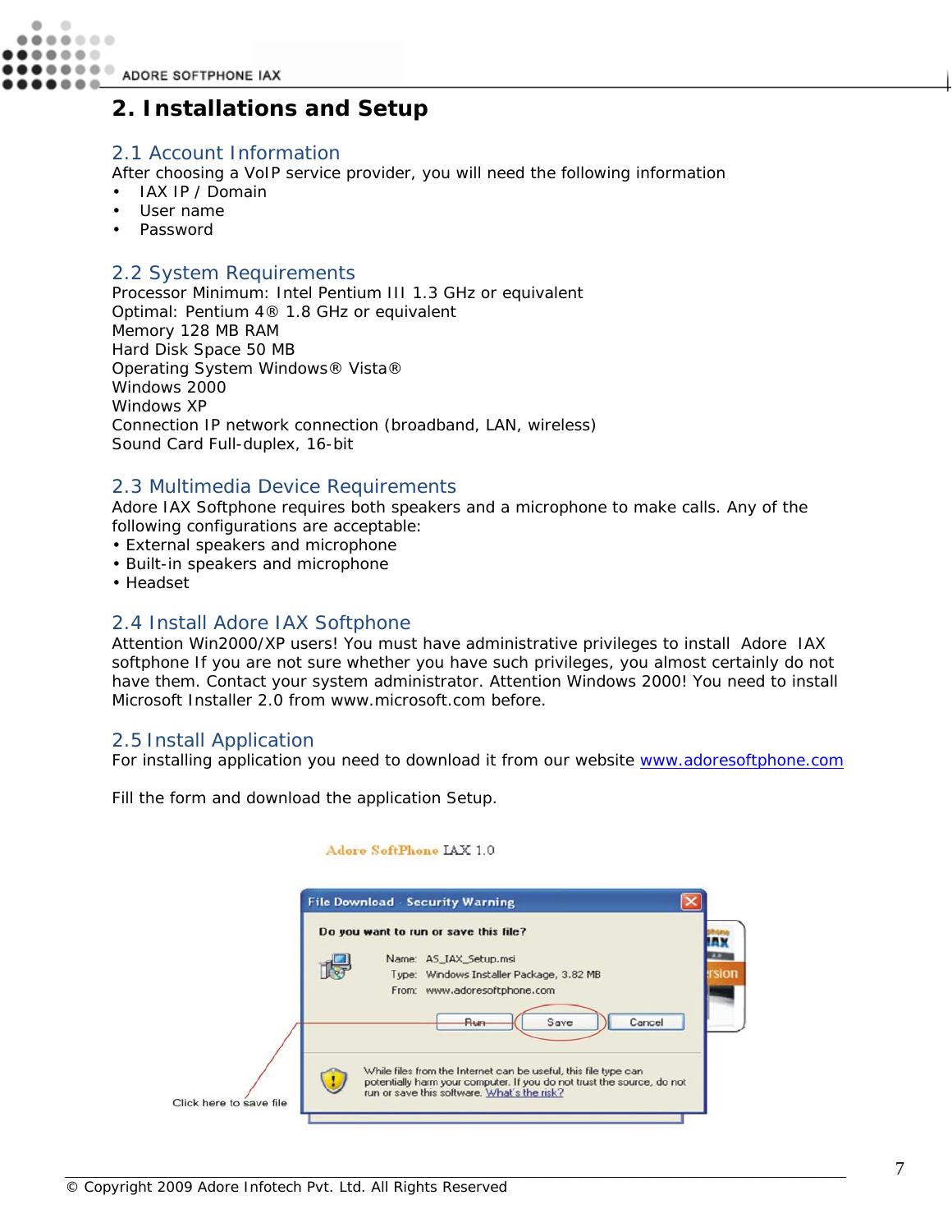# 2. Installations and Setup

## 2.1 Account Information

After choosing a VoIP service provider, you will need the following information

- IAX IP / Domain
- User name
- Password

## 2.2 System Requirements

Processor Minimum: Intel Pentium III 1.3 GHz or equivalent
Optimal: Pentium 4® 1.8 GHz or equivalent
Memory 128 MB RAM
Hard Disk Space 50 MB
Operating System Windows® Vista®
Windows 2000
Windows XP
Connection IP network connection (broadband, LAN, wireless)
Sound Card Full-duplex, 16-bit

## 2.3 Multimedia Device Requirements

Adore IAX Softphone requires both speakers and a microphone to make calls. Any of the following configurations are acceptable:

- External speakers and microphone
- Built-in speakers and microphone
- Headset

## 2.4 Install Adore IAX Softphone

Attention Win2000/XP users! You must have administrative privileges to install Adore IAX softphone If you are not sure whether you have such privileges, you almost certainly do not have them. Contact your system administrator. Attention Windows 2000! You need to install Microsoft Installer 2.0 from www.microsoft.com before.

## 2.5 Install Application

For installing application you need to download it from our website www.adoresoftphone.com

Fill the form and download the application Setup.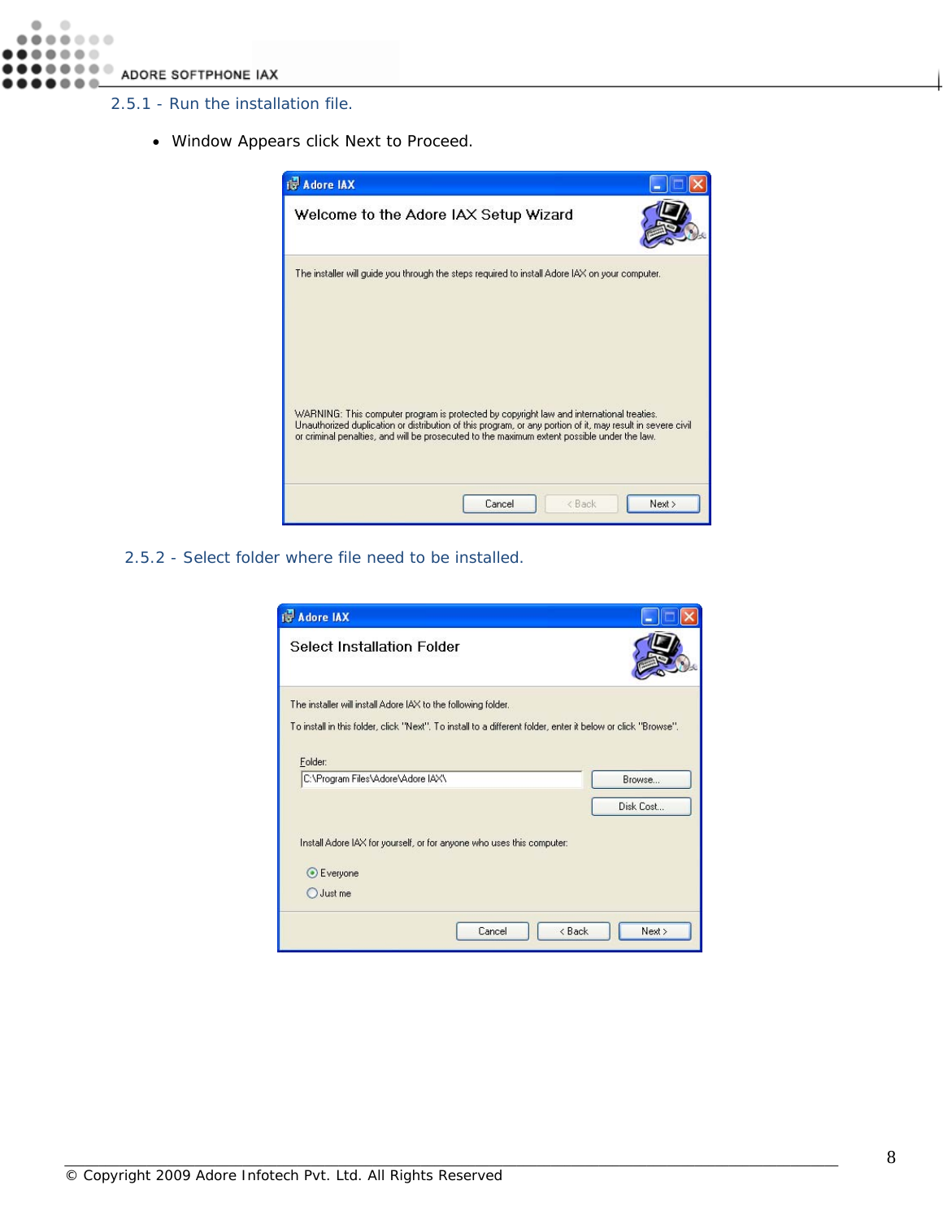### 2.5.1 - Run the installation file.

- Window Appears click Next to Proceed.

### 2.5.2 - Select folder where file need to be installed.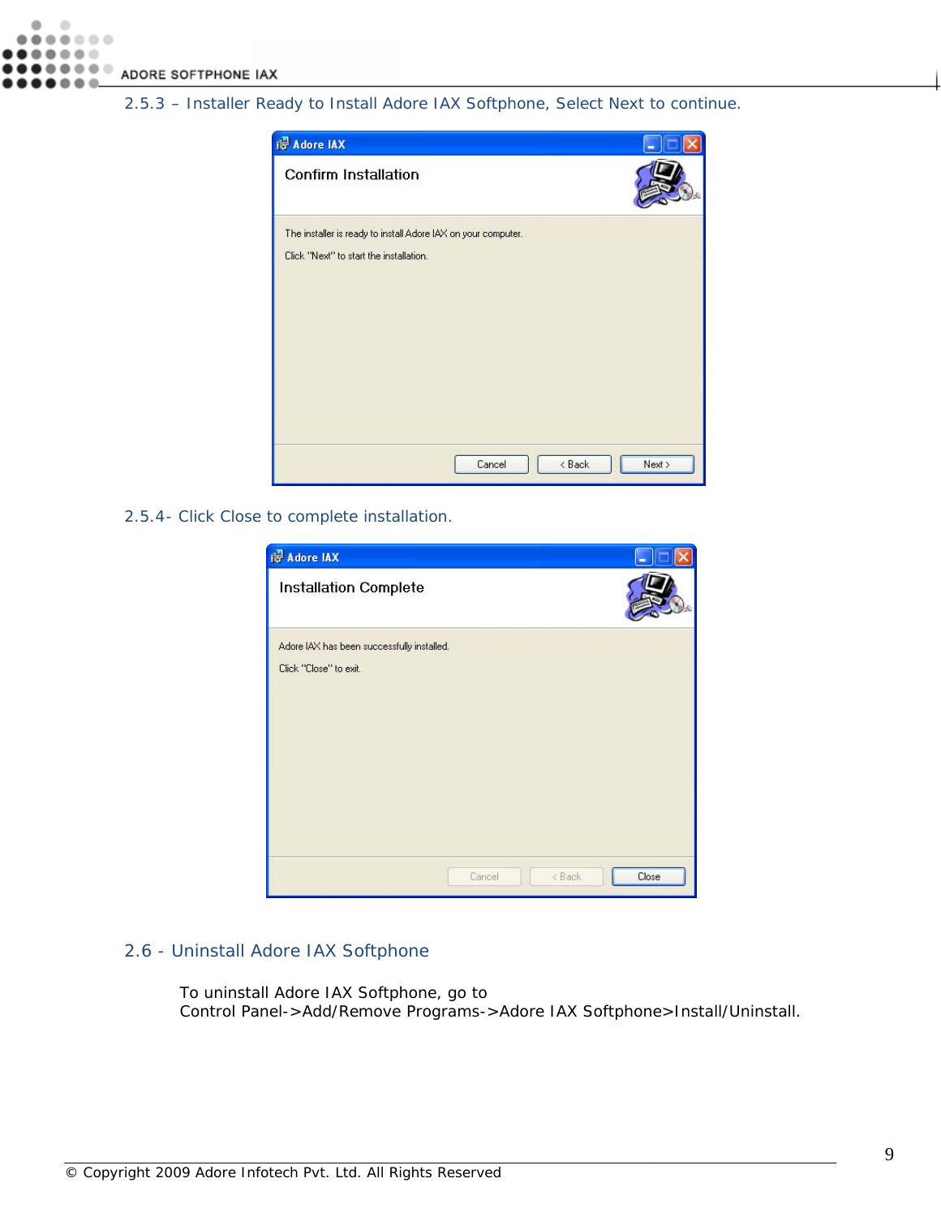### 2.5.3 – Installer Ready to Install Adore IAX Softphone, Select Next to continue.

### 2.5.4- Click Close to complete installation.

## 2.6 - Uninstall Adore IAX Softphone

To uninstall Adore IAX Softphone, go to
Control Panel->Add/Remove Programs->Adore IAX Softphone>Install/Uninstall.

© Copyright 2009 Adore Infotech Pvt. Ltd. All Rights Reserved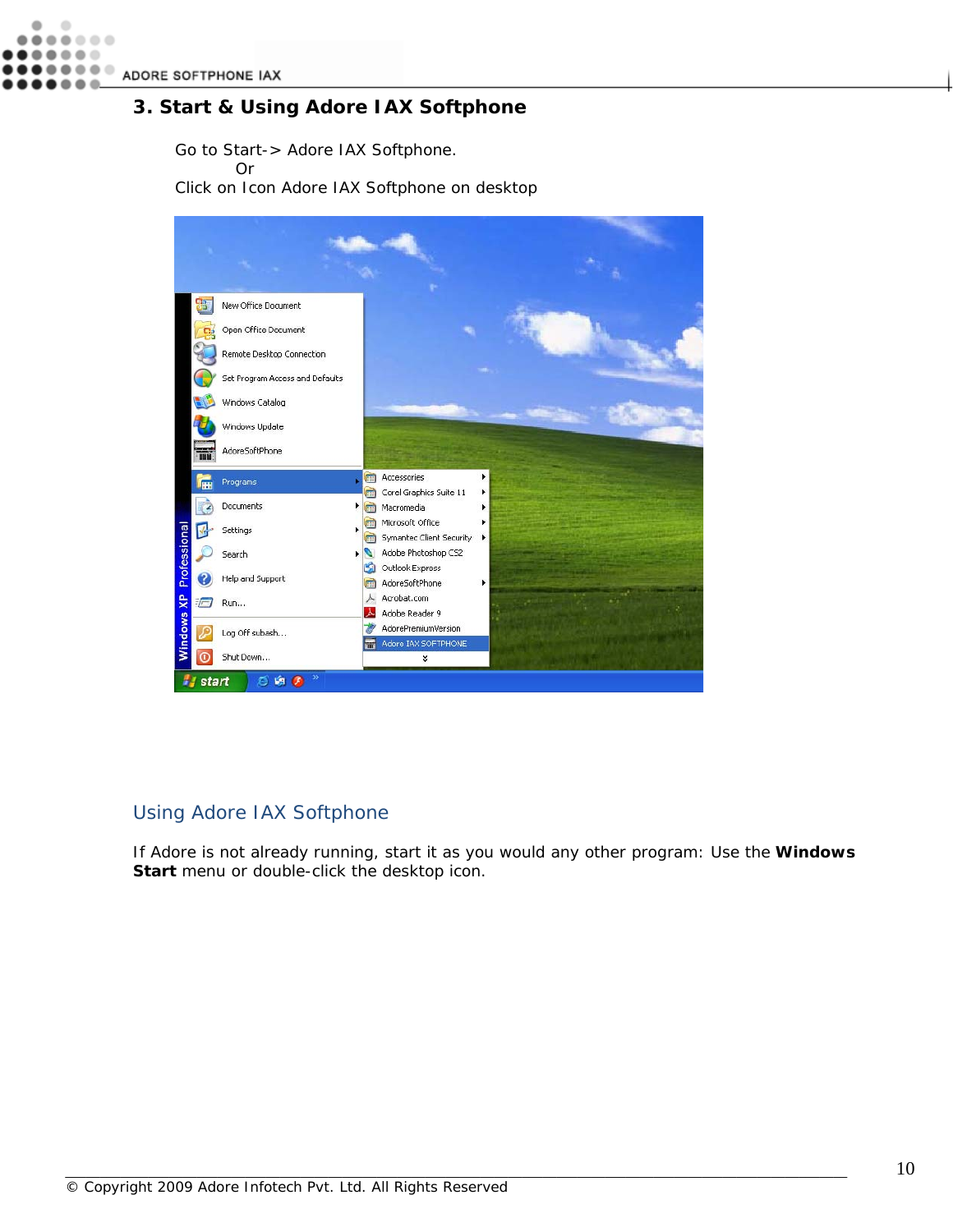## 3. Start & Using Adore IAX Softphone

Go to Start-> Adore IAX Softphone.
Or
Click on Icon Adore IAX Softphone on desktop

### Using Adore IAX Softphone

If Adore is not already running, start it as you would any other program: Use the **Windows Start** menu or double-click the desktop icon.

© Copyright 2009 Adore Infotech Pvt. Ltd. All Rights Reserved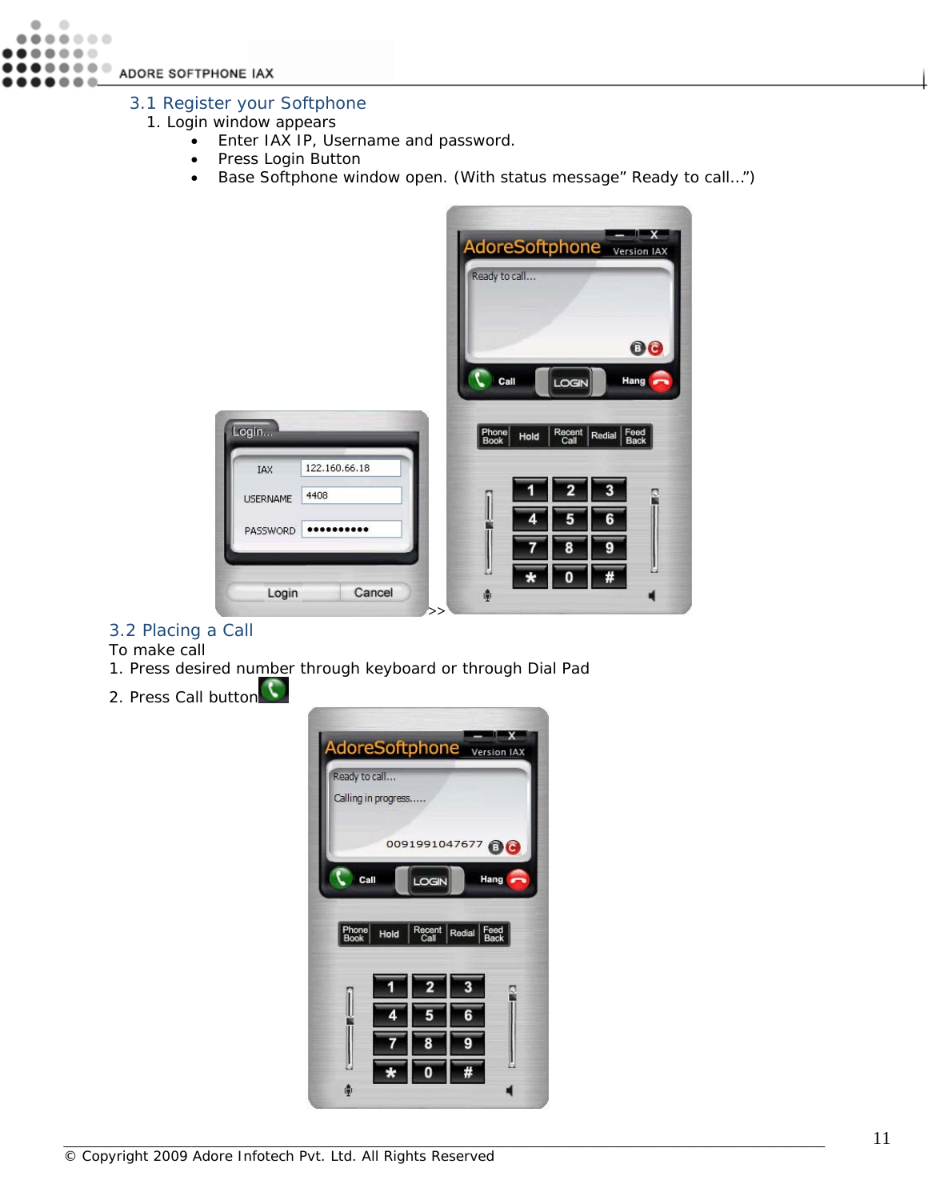## 3.1 Register your Softphone

1. Login window appears
   - Enter IAX IP, Username and password.
   - Press Login Button
   - Base Softphone window open. (With status message" Ready to call…")

>>

## 3.2 Placing a Call

To make call

1. Press desired number through keyboard or through Dial Pad
2. Press Call button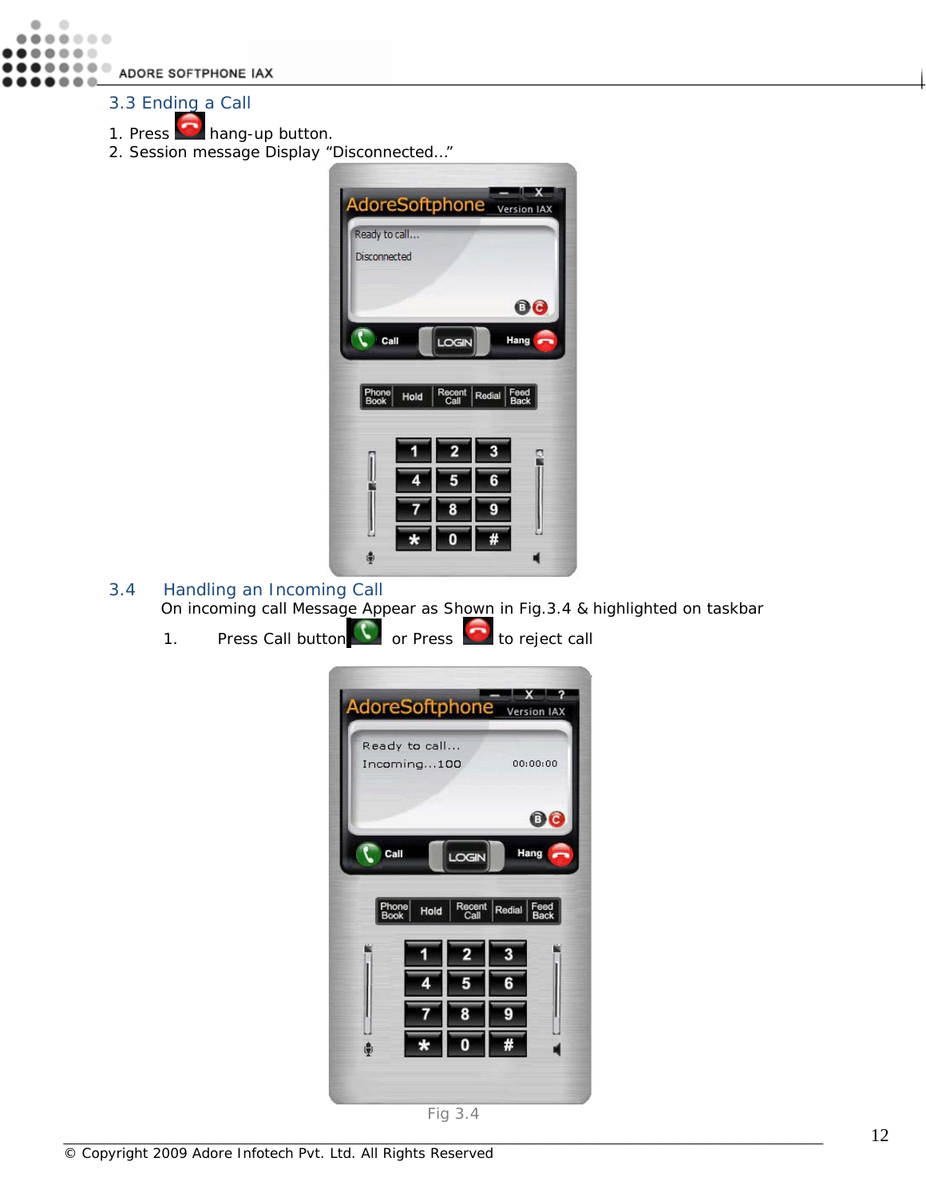## 3.3 Ending a Call

1. Press hang-up button.
2. Session message Display "Disconnected..."

## 3.4 Handling an Incoming Call

On incoming call Message Appear as Shown in Fig.3.4 & highlighted on taskbar

1. Press Call button or Press to reject call

Fig 3.4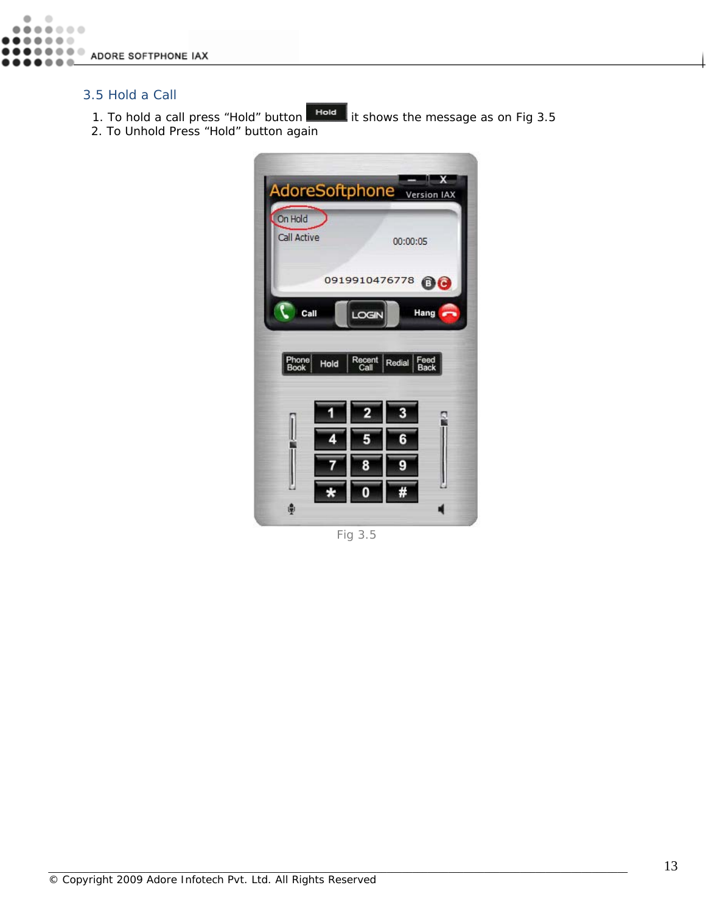## 3.5 Hold a Call

1. To hold a call press “Hold” button it shows the message as on Fig 3.5
2. To Unhold Press “Hold” button again

Fig 3.5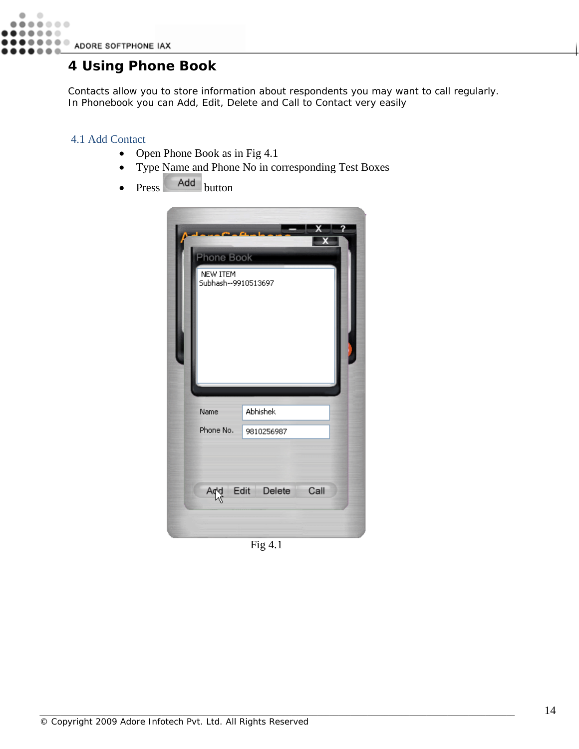# 4 Using Phone Book

Contacts allow you to store information about respondents you may want to call regularly.
In Phonebook you can Add, Edit, Delete and Call to Contact very easily

## 4.1 Add Contact

- Open Phone Book as in Fig 4.1
- Type Name and Phone No in corresponding Test Boxes
- Press Add button

Fig 4.1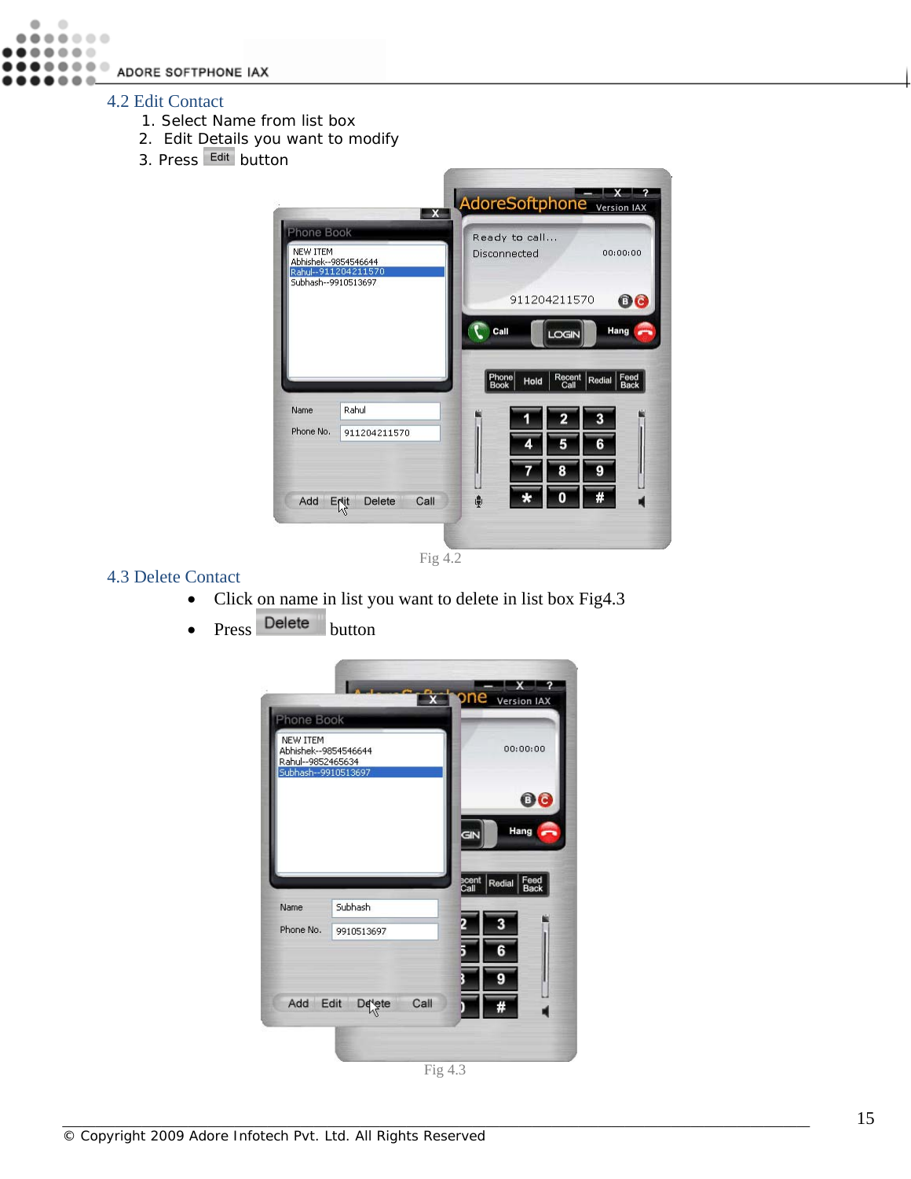## 4.2 Edit Contact

1. Select Name from list box
2. Edit Details you want to modify
3. Press Edit button

Fig 4.2

## 4.3 Delete Contact

- Click on name in list you want to delete in list box Fig4.3
- Press Delete button

Fig 4.3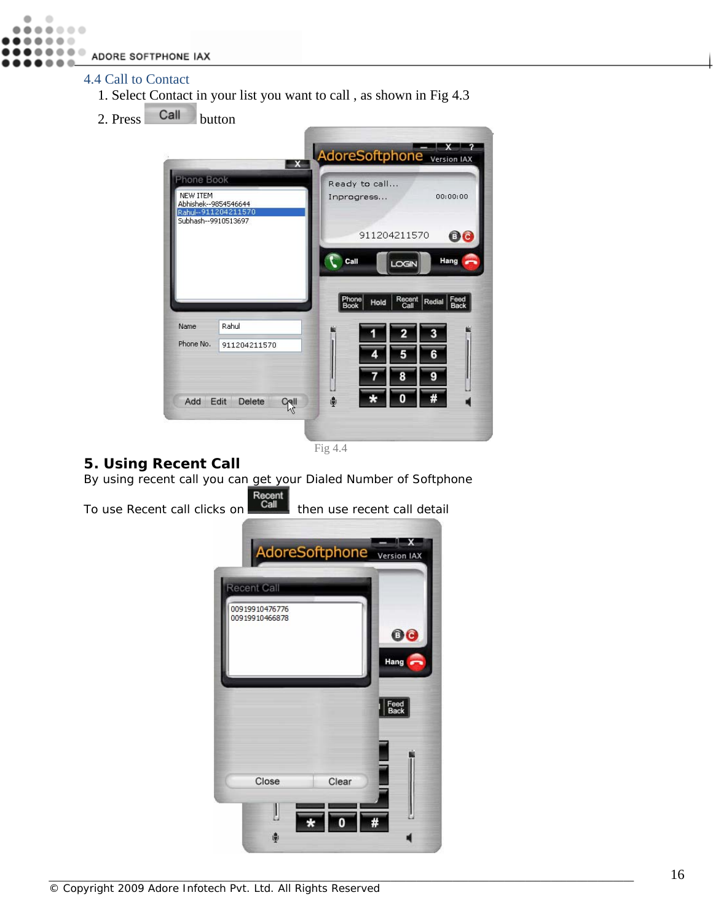## 4.4 Call to Contact

1. Select Contact in your list you want to call , as shown in Fig 4.3
2. Press Call button

Fig 4.4

## 5. Using Recent Call

By using recent call you can get your Dialed Number of Softphone

To use Recent call clicks on Recent Call then use recent call detail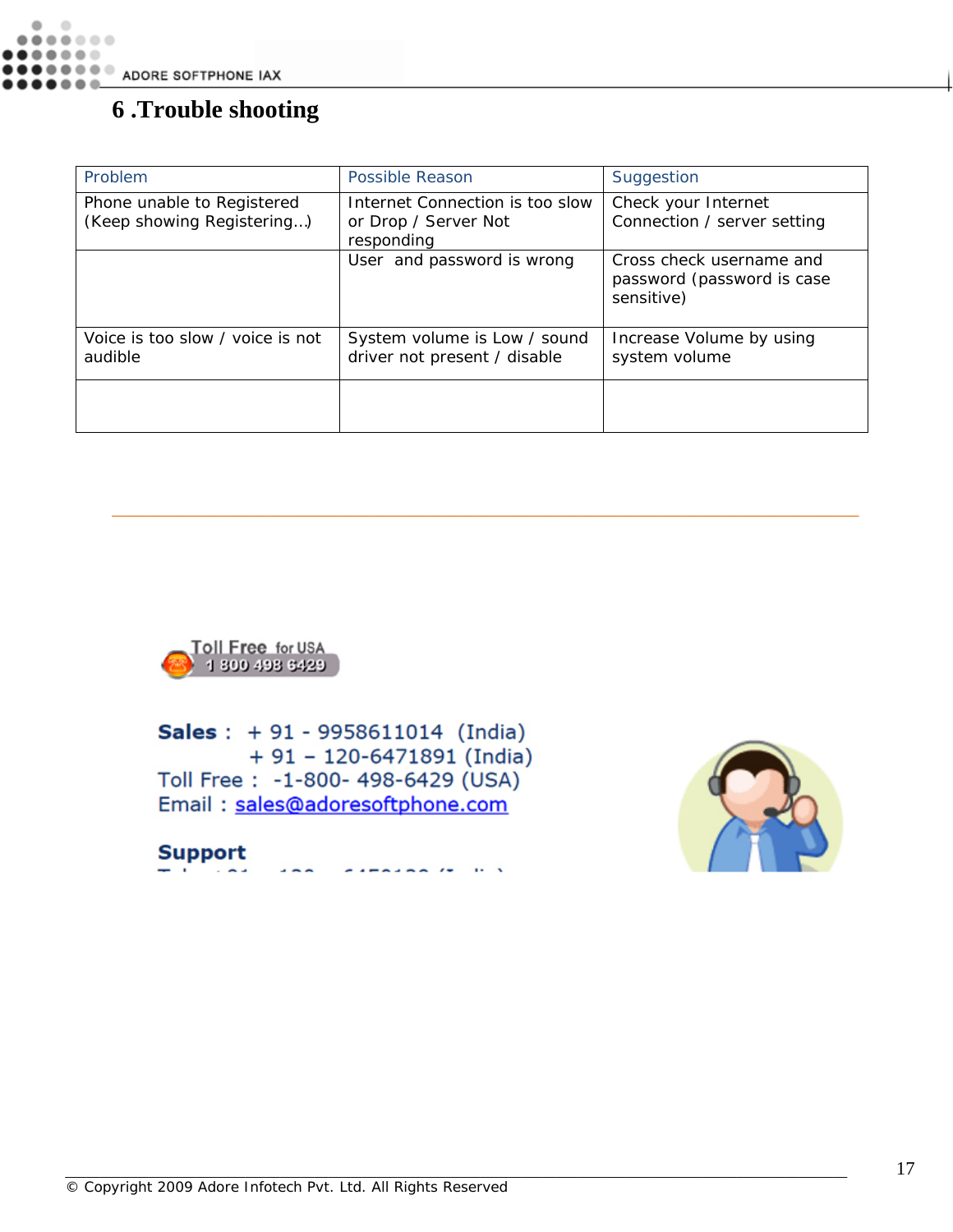# 6 .Trouble shooting

| Problem | Possible Reason | Suggestion |
|---|---|---|
| Phone unable to Registered (Keep showing Registering…) | Internet Connection is too slow or Drop / Server Not responding | Check your Internet Connection / server setting |
| | User and password is wrong | Cross check username and password (password is case sensitive) |
| Voice is too slow / voice is not audible | System volume is Low / sound driver not present / disable | Increase Volume by using system volume |
| | | |

---

Toll Free for USA
1 800 498 6429

**Sales** : + 91 - 9958611014 (India)
+ 91 – 120-6471891 (India)
Toll Free : -1-800- 498-6429 (USA)
Email : sales@adoresoftphone.com

**Support**

© Copyright 2009 Adore Infotech Pvt. Ltd. All Rights Reserved